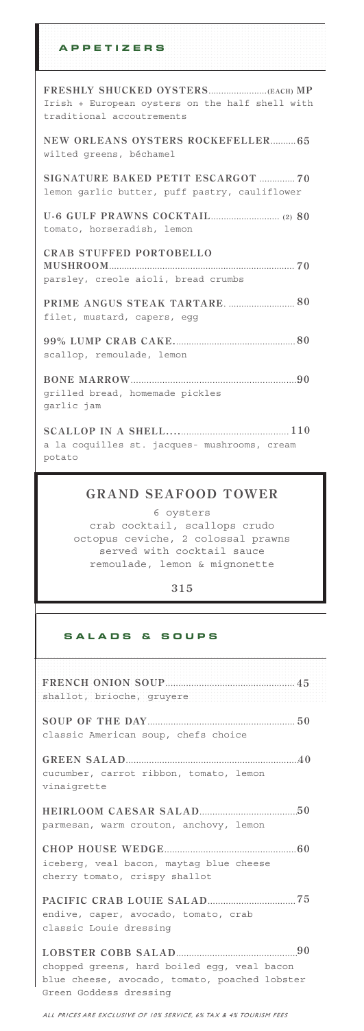## APPETIZERS

**FRESHLY SHUCKED OYSTERS (EACH) MP**
Irish + European oysters on the half shell with traditional accoutrements

**NEW ORLEANS OYSTERS ROCKEFELLER 65**
wilted greens, béchamel

**SIGNATURE BAKED PETIT ESCARGOT 70**
lemon garlic butter, puff pastry, cauliflower

**U-6 GULF PRAWNS COCKTAIL (2) 80**
tomato, horseradish, lemon

**CRAB STUFFED PORTOBELLO MUSHROOM 70**
parsley, creole aioli, bread crumbs

**PRIME ANGUS STEAK TARTARE. 80**
filet, mustard, capers, egg

**99% LUMP CRAB CAKE. 80**
scallop, remoulade, lemon

**BONE MARROW 90**
grilled bread, homemade pickles
garlic jam

**SCALLOP IN A SHELL. 110**
a la coquilles st. jacques- mushrooms, cream potato

### GRAND SEAFOOD TOWER

6 oysters
crab cocktail, scallops crudo
octopus ceviche, 2 colossal prawns
served with cocktail sauce
remoulade, lemon & mignonette

**315**

## SALADS & SOUPS

**FRENCH ONION SOUP 45**
shallot, brioche, gruyere

**SOUP OF THE DAY 50**
classic American soup, chefs choice

**GREEN SALAD 40**
cucumber, carrot ribbon, tomato, lemon vinaigrette

**HEIRLOOM CAESAR SALAD 50**
parmesan, warm crouton, anchovy, lemon

**CHOP HOUSE WEDGE 60**
iceberg, veal bacon, maytag blue cheese
cherry tomato, crispy shallot

**PACIFIC CRAB LOUIE SALAD 75**
endive, caper, avocado, tomato, crab
classic Louie dressing

**LOBSTER COBB SALAD 90**
chopped greens, hard boiled egg, veal bacon
blue cheese, avocado, tomato, poached lobster
Green Goddess dressing

*ALL PRICES ARE EXCLUSIVE OF 10% SERVICE, 6% TAX & 4% TOURISM FEES*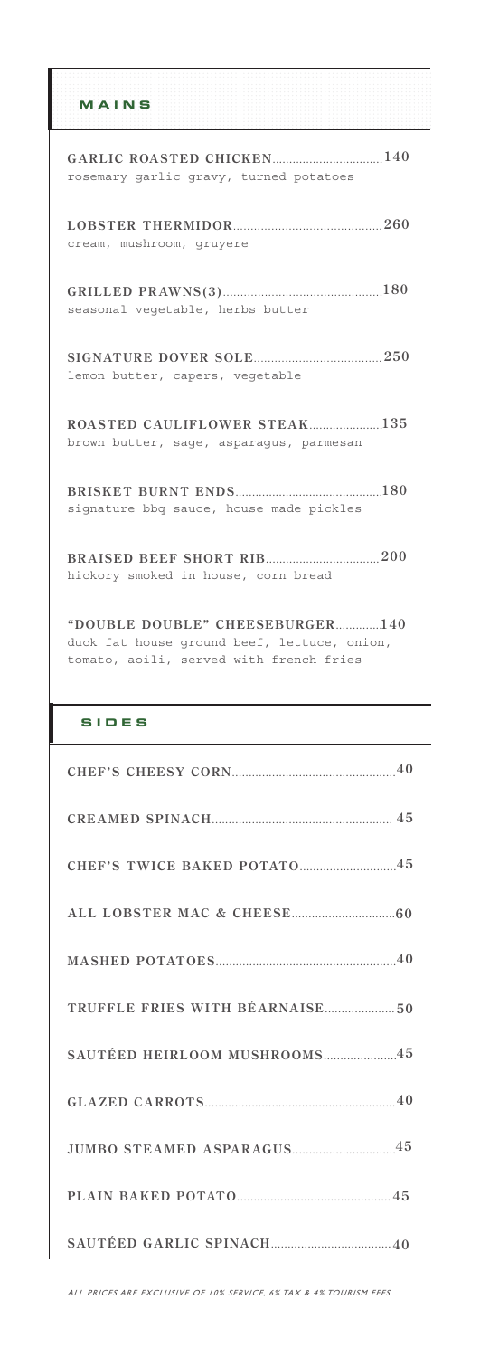## MAINS

**GARLIC ROASTED CHICKEN** ........ 140
rosemary garlic gravy, turned potatoes

**LOBSTER THERMIDOR** ........ 260
cream, mushroom, gruyere

**GRILLED PRAWNS(3)** ........ 180
seasonal vegetable, herbs butter

**SIGNATURE DOVER SOLE** ........ 250
lemon butter, capers, vegetable

**ROASTED CAULIFLOWER STEAK** ........ 135
brown butter, sage, asparagus, parmesan

**BRISKET BURNT ENDS** ........ 180
signature bbq sauce, house made pickles

**BRAISED BEEF SHORT RIB** ........ 200
hickory smoked in house, corn bread

**"DOUBLE DOUBLE" CHEESEBURGER** ........ 140
duck fat house ground beef, lettuce, onion, tomato, aoili, served with french fries

## SIDES

**CHEF'S CHEESY CORN** ........ 40

**CREAMED SPINACH** ........ 45

**CHEF'S TWICE BAKED POTATO** ........ 45

**ALL LOBSTER MAC & CHEESE** ........ 60

**MASHED POTATOES** ........ 40

**TRUFFLE FRIES WITH BÉARNAISE** ........ 50

**SAUTÉED HEIRLOOM MUSHROOMS** ........ 45

**GLAZED CARROTS** ........ 40

**JUMBO STEAMED ASPARAGUS** ........ 45

**PLAIN BAKED POTATO** ........ 45

**SAUTÉED GARLIC SPINACH** ........ 40

*ALL PRICES ARE EXCLUSIVE OF 10% SERVICE, 6% TAX & 4% TOURISM FEES*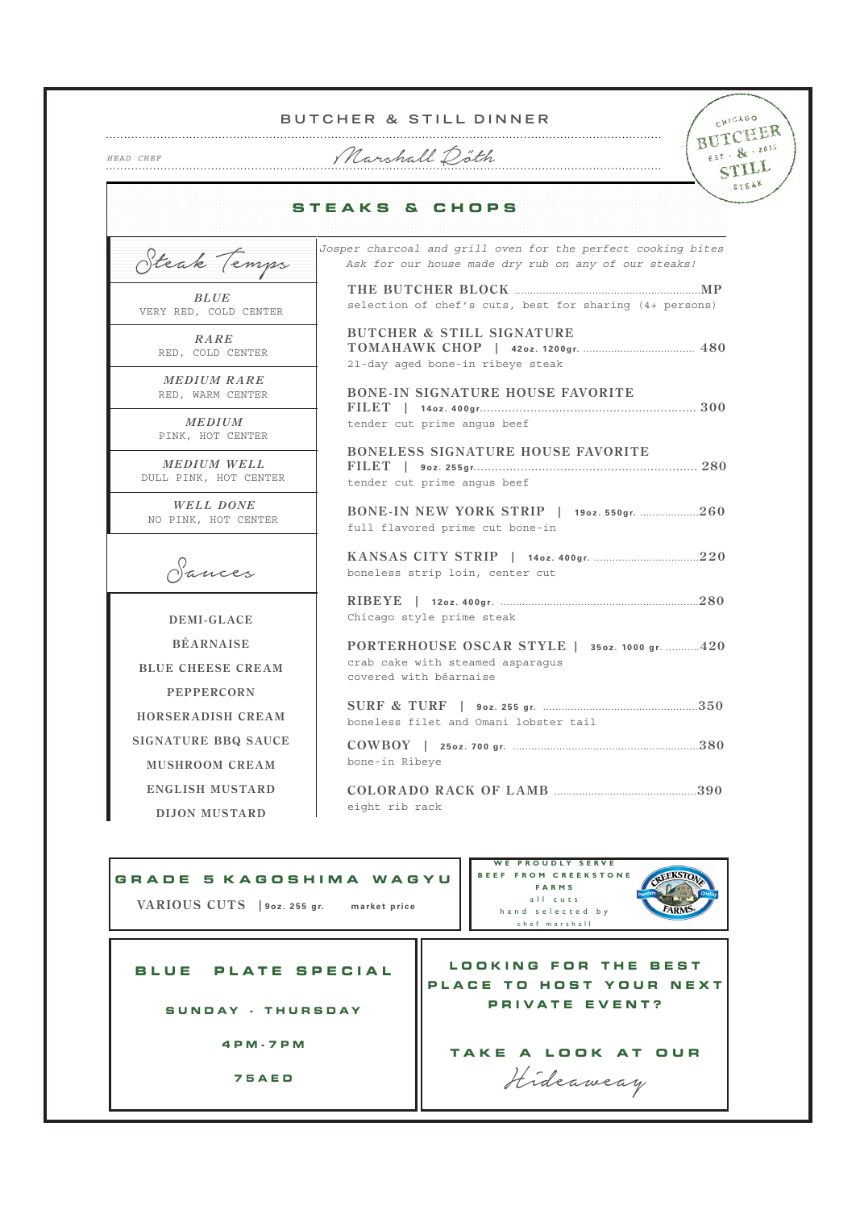# BUTCHER & STILL DINNER

*HEAD CHEF* Marshall Röth

CHICAGO BUTCHER EST · & · 2013 STILL STEAK

## STEAKS & CHOPS

### Steak Temps

**BLUE**
VERY RED, COLD CENTER

**RARE**
RED, COLD CENTER

**MEDIUM RARE**
RED, WARM CENTER

**MEDIUM**
PINK, HOT CENTER

**MEDIUM WELL**
DULL PINK, HOT CENTER

**WELL DONE**
NO PINK, HOT CENTER

### Sauces

DEMI-GLACE

BÉARNAISE

BLUE CHEESE CREAM

PEPPERCORN

HORSERADISH CREAM

SIGNATURE BBQ SAUCE

MUSHROOM CREAM

ENGLISH MUSTARD

DIJON MUSTARD

*Josper charcoal and grill oven for the perfect cooking bites*
*Ask for our house made dry rub on any of our steaks!*

**THE BUTCHER BLOCK** .......... MP
selection of chef's cuts, best for sharing (4+ persons)

**BUTCHER & STILL SIGNATURE TOMAHAWK CHOP** | 42oz. 1200gr. .......... 480
21-day aged bone-in ribeye steak

**BONE-IN SIGNATURE HOUSE FAVORITE FILET** | 14oz. 400gr. .......... 300
tender cut prime angus beef

**BONELESS SIGNATURE HOUSE FAVORITE FILET** | 9oz. 255gr. .......... 280
tender cut prime angus beef

**BONE-IN NEW YORK STRIP** | 19oz. 550gr. .......... 260
full flavored prime cut bone-in

**KANSAS CITY STRIP** | 14oz. 400gr. .......... 220
boneless strip loin, center cut

**RIBEYE** | 12oz. 400gr. .......... 280
Chicago style prime steak

**PORTERHOUSE OSCAR STYLE** | 35oz. 1000 gr. .......... 420
crab cake with steamed asparagus
covered with béarnaise

**SURF & TURF** | 9oz. 255 gr. .......... 350
boneless filet and Omani lobster tail

**COWBOY** | 25oz. 700 gr. .......... 380
bone-in Ribeye

**COLORADO RACK OF LAMB** .......... 390
eight rib rack

---

**GRADE 5 KAGOSHIMA WAGYU**

VARIOUS CUTS | 9oz. 255 gr. market price

WE PROUDLY SERVE BEEF FROM CREEKSTONE FARMS
all cuts hand selected by chef marshall

CREEKSTONE FARMS — Premium Quality

---

**BLUE PLATE SPECIAL**

SUNDAY - THURSDAY

4PM-7PM

75AED

---

**LOOKING FOR THE BEST PLACE TO HOST YOUR NEXT PRIVATE EVENT?**

TAKE A LOOK AT OUR *Hideaway*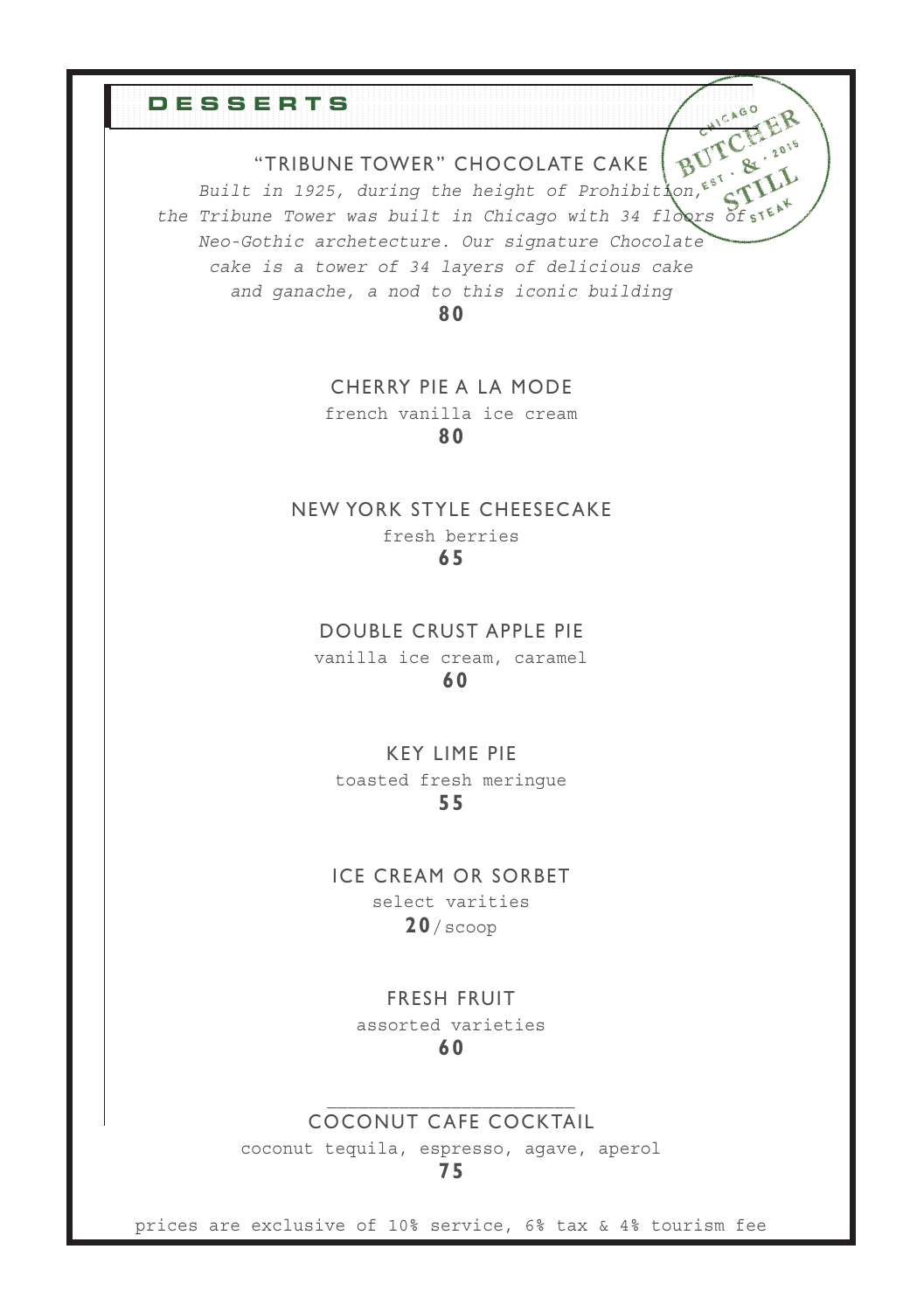# DESSERTS

CHICAGO BUTCHER & STILL STEAK · EST · 2015

## "TRIBUNE TOWER" CHOCOLATE CAKE

*Built in 1925, during the height of Prohibition, the Tribune Tower was built in Chicago with 34 floors of Neo-Gothic archetecture. Our signature Chocolate cake is a tower of 34 layers of delicious cake and ganache, a nod to this iconic building*

**80**

## CHERRY PIE A LA MODE

french vanilla ice cream

**80**

## NEW YORK STYLE CHEESECAKE

fresh berries

**65**

## DOUBLE CRUST APPLE PIE

vanilla ice cream, caramel

**60**

## KEY LIME PIE

toasted fresh meringue

**55**

## ICE CREAM OR SORBET

select varities

**20**/ scoop

## FRESH FRUIT

assorted varieties

**60**

---

## COCONUT CAFE COCKTAIL

coconut tequila, espresso, agave, aperol

**75**

prices are exclusive of 10% service, 6% tax & 4% tourism fee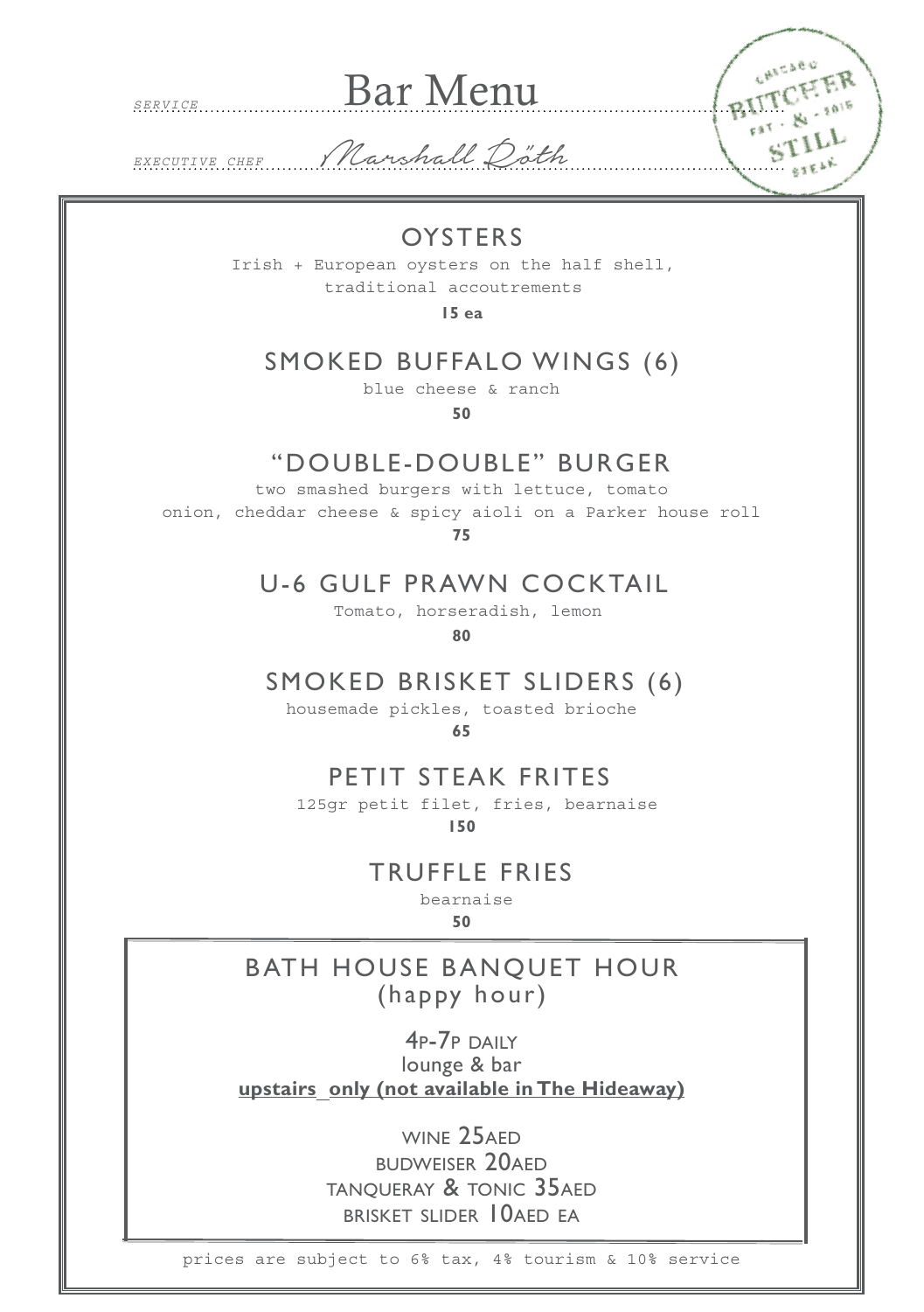SERVICE ........ # Bar Menu

EXECUTIVE CHEF ........ Marshall Röth

CHICAGO BUTCHER & STILL STEAK EST. 2015

## OYSTERS

Irish + European oysters on the half shell, traditional accoutrements

**15 ea**

## SMOKED BUFFALO WINGS (6)

blue cheese & ranch

**50**

## "DOUBLE-DOUBLE" BURGER

two smashed burgers with lettuce, tomato onion, cheddar cheese & spicy aioli on a Parker house roll

**75**

## U-6 GULF PRAWN COCKTAIL

Tomato, horseradish, lemon

**80**

## SMOKED BRISKET SLIDERS (6)

housemade pickles, toasted brioche

**65**

## PETIT STEAK FRITES

125gr petit filet, fries, bearnaise

**150**

## TRUFFLE FRIES

bearnaise

**50**

## BATH HOUSE BANQUET HOUR (happy hour)

4P-7P DAILY

lounge & bar

**upstairs only (not available in The Hideaway)**

WINE 25AED

BUDWEISER 20AED

TANQUERAY & TONIC 35AED

BRISKET SLIDER 10AED EA

prices are subject to 6% tax, 4% tourism & 10% service